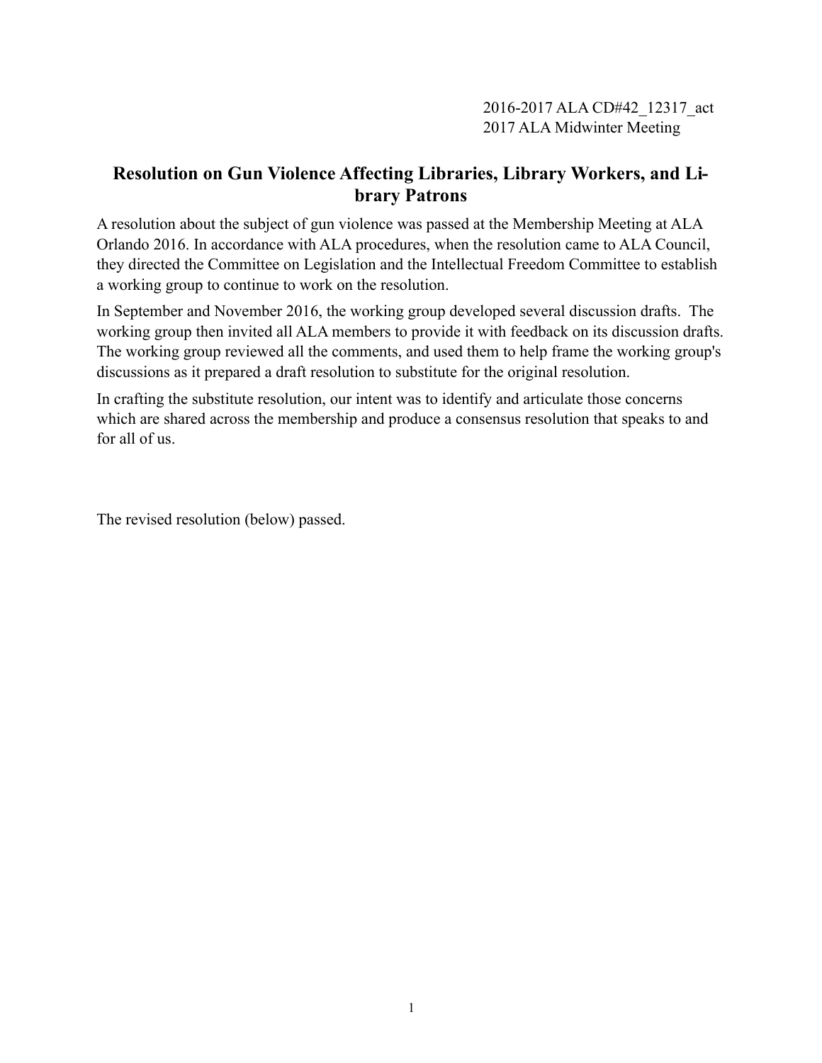2016-2017 ALA CD#42_12317_act
2017 ALA Midwinter Meeting

## Resolution on Gun Violence Affecting Libraries, Library Workers, and Library Patrons

A resolution about the subject of gun violence was passed at the Membership Meeting at ALA Orlando 2016. In accordance with ALA procedures, when the resolution came to ALA Council, they directed the Committee on Legislation and the Intellectual Freedom Committee to establish a working group to continue to work on the resolution.

In September and November 2016, the working group developed several discussion drafts. The working group then invited all ALA members to provide it with feedback on its discussion drafts. The working group reviewed all the comments, and used them to help frame the working group's discussions as it prepared a draft resolution to substitute for the original resolution.

In crafting the substitute resolution, our intent was to identify and articulate those concerns which are shared across the membership and produce a consensus resolution that speaks to and for all of us.

The revised resolution (below) passed.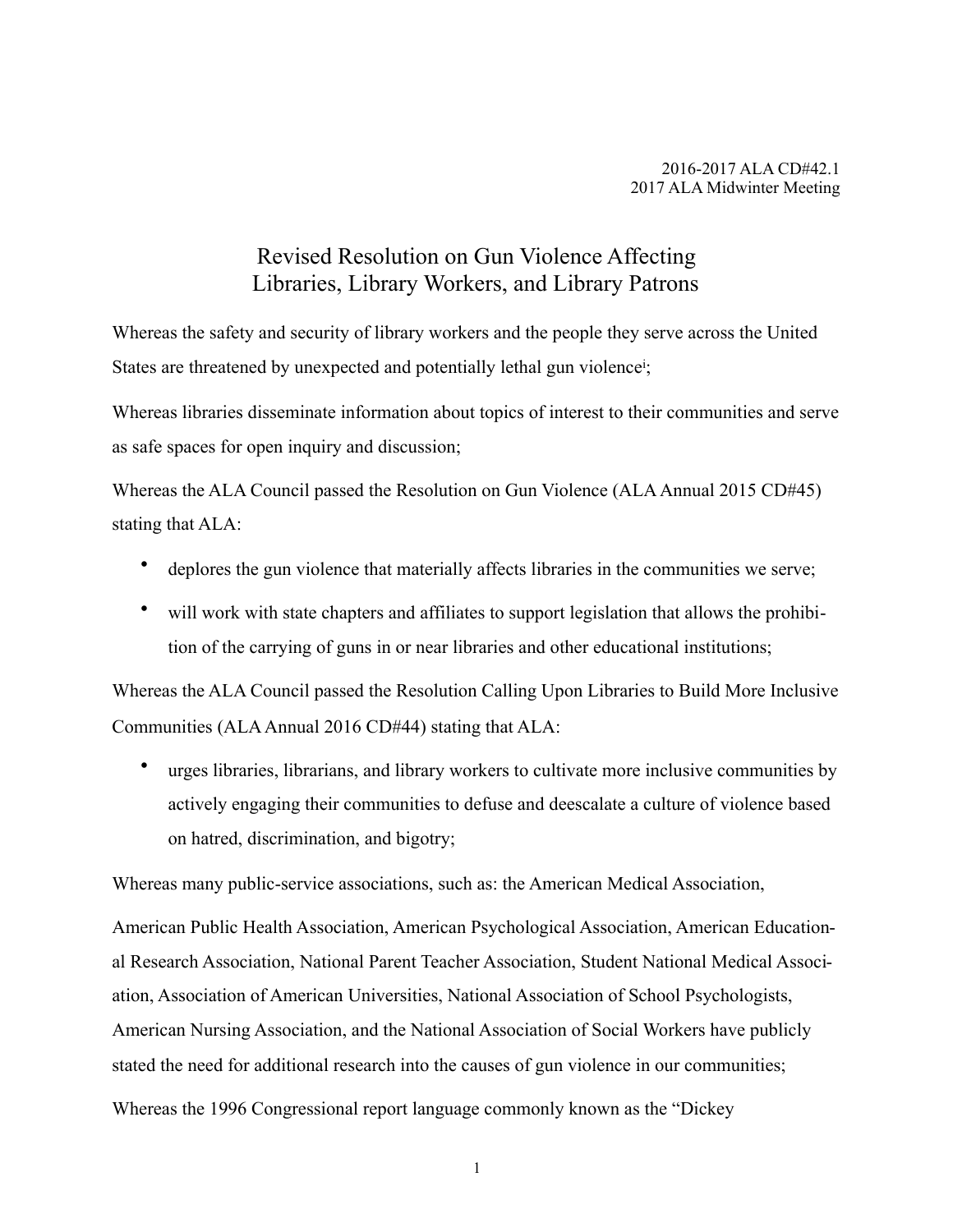2016-2017 ALA CD#42.1
2017 ALA Midwinter Meeting

# Revised Resolution on Gun Violence Affecting Libraries, Library Workers, and Library Patrons

Whereas the safety and security of library workers and the people they serve across the United States are threatened by unexpected and potentially lethal gun violence[i];

Whereas libraries disseminate information about topics of interest to their communities and serve as safe spaces for open inquiry and discussion;

Whereas the ALA Council passed the Resolution on Gun Violence (ALA Annual 2015 CD#45) stating that ALA:

- deplores the gun violence that materially affects libraries in the communities we serve;
- will work with state chapters and affiliates to support legislation that allows the prohibition of the carrying of guns in or near libraries and other educational institutions;

Whereas the ALA Council passed the Resolution Calling Upon Libraries to Build More Inclusive Communities (ALA Annual 2016 CD#44) stating that ALA:

- urges libraries, librarians, and library workers to cultivate more inclusive communities by actively engaging their communities to defuse and deescalate a culture of violence based on hatred, discrimination, and bigotry;

Whereas many public-service associations, such as: the American Medical Association, American Public Health Association, American Psychological Association, American Educational Research Association, National Parent Teacher Association, Student National Medical Association, Association of American Universities, National Association of School Psychologists, American Nursing Association, and the National Association of Social Workers have publicly stated the need for additional research into the causes of gun violence in our communities;

Whereas the 1996 Congressional report language commonly known as the "Dickey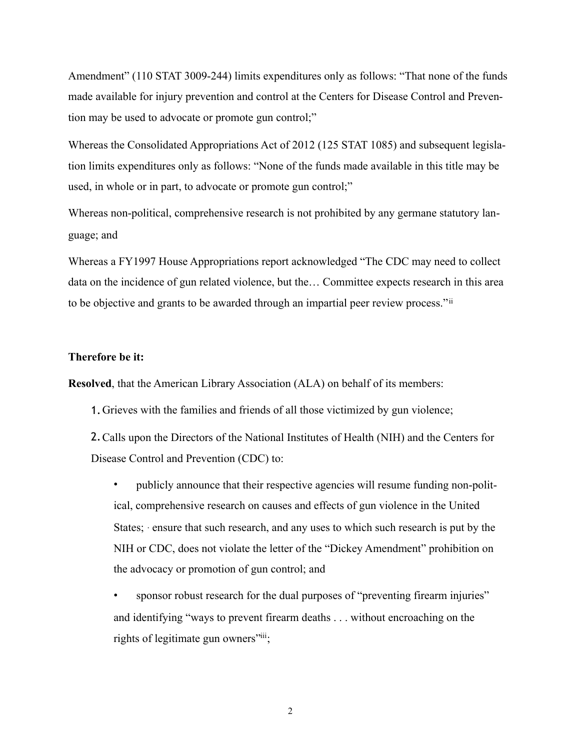Amendment" (110 STAT 3009-244) limits expenditures only as follows: "That none of the funds made available for injury prevention and control at the Centers for Disease Control and Prevention may be used to advocate or promote gun control;"

Whereas the Consolidated Appropriations Act of 2012 (125 STAT 1085) and subsequent legislation limits expenditures only as follows: "None of the funds made available in this title may be used, in whole or in part, to advocate or promote gun control;"

Whereas non-political, comprehensive research is not prohibited by any germane statutory language; and

Whereas a FY1997 House Appropriations report acknowledged "The CDC may need to collect data on the incidence of gun related violence, but the… Committee expects research in this area to be objective and grants to be awarded through an impartial peer review process."[ii]

**Therefore be it:**

**Resolved**, that the American Library Association (ALA) on behalf of its members:

1. Grieves with the families and friends of all those victimized by gun violence;

2. Calls upon the Directors of the National Institutes of Health (NIH) and the Centers for Disease Control and Prevention (CDC) to:

    - publicly announce that their respective agencies will resume funding non-political, comprehensive research on causes and effects of gun violence in the United States; · ensure that such research, and any uses to which such research is put by the NIH or CDC, does not violate the letter of the "Dickey Amendment" prohibition on the advocacy or promotion of gun control; and

    - sponsor robust research for the dual purposes of "preventing firearm injuries" and identifying "ways to prevent firearm deaths . . . without encroaching on the rights of legitimate gun owners"[iii];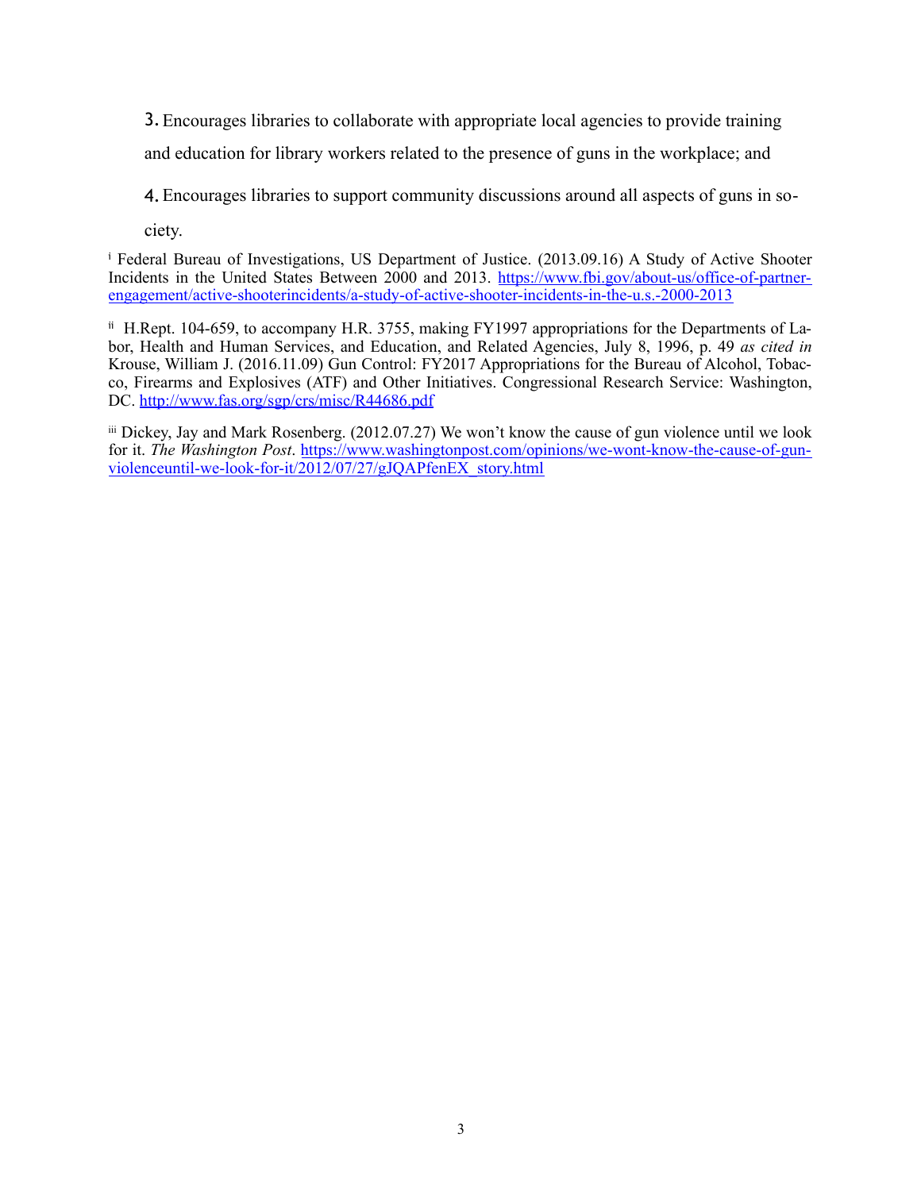3. Encourages libraries to collaborate with appropriate local agencies to provide training and education for library workers related to the presence of guns in the workplace; and

4. Encourages libraries to support community discussions around all aspects of guns in society.

[i] Federal Bureau of Investigations, US Department of Justice. (2013.09.16) A Study of Active Shooter Incidents in the United States Between 2000 and 2013. https://www.fbi.gov/about-us/office-of-partner-engagement/active-shooterincidents/a-study-of-active-shooter-incidents-in-the-u.s.-2000-2013

[ii] H.Rept. 104-659, to accompany H.R. 3755, making FY1997 appropriations for the Departments of Labor, Health and Human Services, and Education, and Related Agencies, July 8, 1996, p. 49 *as cited in* Krouse, William J. (2016.11.09) Gun Control: FY2017 Appropriations for the Bureau of Alcohol, Tobacco, Firearms and Explosives (ATF) and Other Initiatives. Congressional Research Service: Washington, DC. http://www.fas.org/sgp/crs/misc/R44686.pdf

[iii] Dickey, Jay and Mark Rosenberg. (2012.07.27) We won't know the cause of gun violence until we look for it. *The Washington Post*. https://www.washingtonpost.com/opinions/we-wont-know-the-cause-of-gun-violenceuntil-we-look-for-it/2012/07/27/gJQAPfenEX_story.html